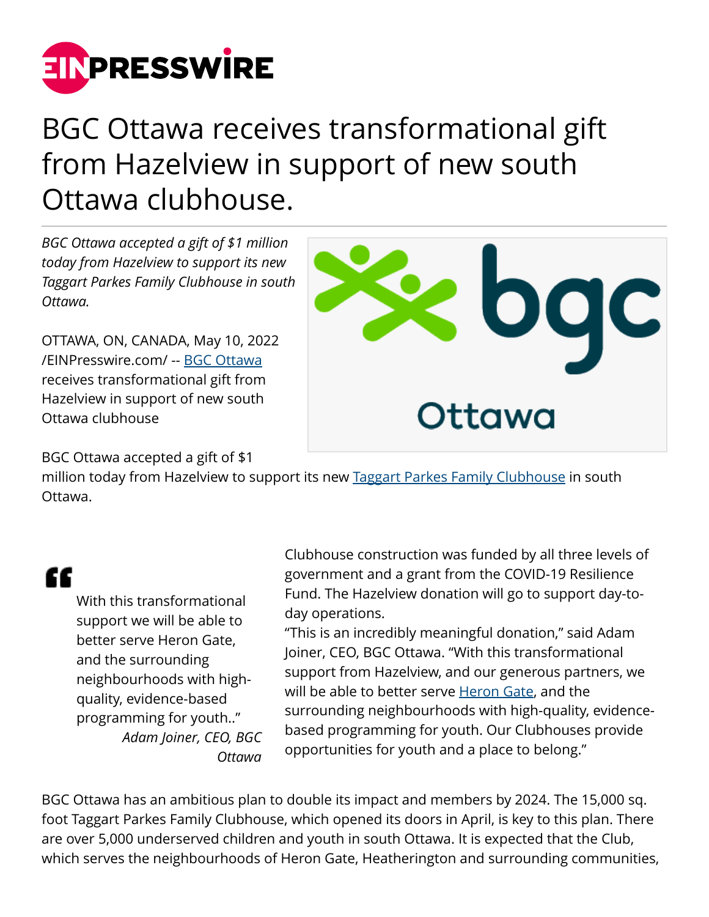# BGC Ottawa receives transformational gift from Hazelview in support of new south Ottawa clubhouse.

*BGC Ottawa accepted a gift of $1 million today from Hazelview to support its new Taggart Parkes Family Clubhouse in south Ottawa.*

OTTAWA, ON, CANADA, May 10, 2022 /EINPresswire.com/ -- BGC Ottawa receives transformational gift from Hazelview in support of new south Ottawa clubhouse

BGC Ottawa accepted a gift of $1 million today from Hazelview to support its new Taggart Parkes Family Clubhouse in south Ottawa.

> With this transformational support we will be able to better serve Heron Gate, and the surrounding neighbourhoods with high-quality, evidence-based programming for youth.."
>
> *Adam Joiner, CEO, BGC Ottawa*

Clubhouse construction was funded by all three levels of government and a grant from the COVID-19 Resilience Fund. The Hazelview donation will go to support day-to-day operations.

"This is an incredibly meaningful donation," said Adam Joiner, CEO, BGC Ottawa. "With this transformational support from Hazelview, and our generous partners, we will be able to better serve Heron Gate, and the surrounding neighbourhoods with high-quality, evidence-based programming for youth. Our Clubhouses provide opportunities for youth and a place to belong."

BGC Ottawa has an ambitious plan to double its impact and members by 2024. The 15,000 sq. foot Taggart Parkes Family Clubhouse, which opened its doors in April, is key to this plan. There are over 5,000 underserved children and youth in south Ottawa. It is expected that the Club, which serves the neighbourhoods of Heron Gate, Heatherington and surrounding communities,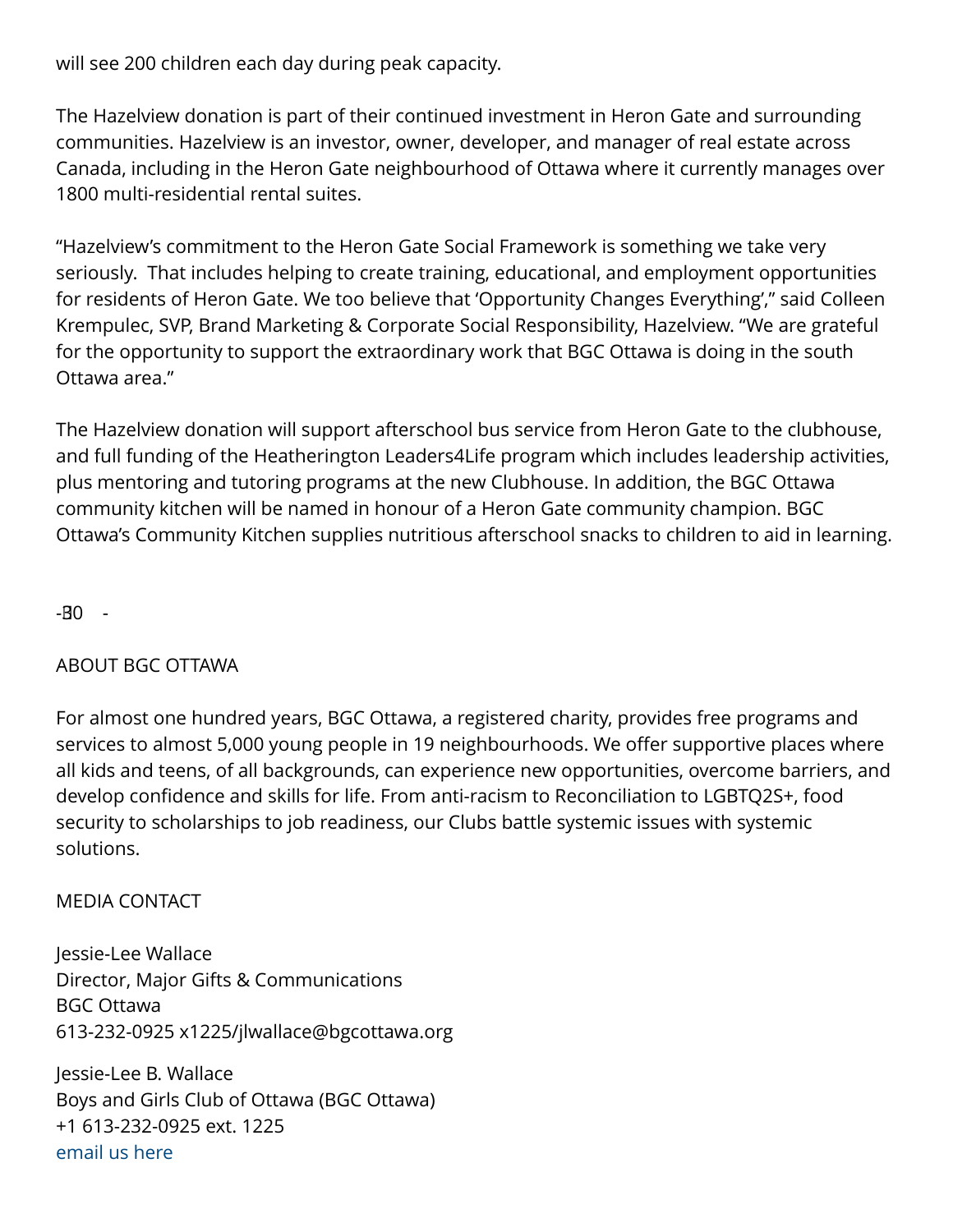will see 200 children each day during peak capacity.

The Hazelview donation is part of their continued investment in Heron Gate and surrounding communities. Hazelview is an investor, owner, developer, and manager of real estate across Canada, including in the Heron Gate neighbourhood of Ottawa where it currently manages over 1800 multi-residential rental suites.

“Hazelview’s commitment to the Heron Gate Social Framework is something we take very seriously.  That includes helping to create training, educational, and employment opportunities for residents of Heron Gate. We too believe that ‘Opportunity Changes Everything’,” said Colleen Krempulec, SVP, Brand Marketing & Corporate Social Responsibility, Hazelview. “We are grateful for the opportunity to support the extraordinary work that BGC Ottawa is doing in the south Ottawa area.”

The Hazelview donation will support afterschool bus service from Heron Gate to the clubhouse, and full funding of the Heatherington Leaders4Life program which includes leadership activities, plus mentoring and tutoring programs at the new Clubhouse. In addition, the BGC Ottawa community kitchen will be named in honour of a Heron Gate community champion. BGC Ottawa’s Community Kitchen supplies nutritious afterschool snacks to children to aid in learning.

- 30 -

ABOUT BGC OTTAWA

For almost one hundred years, BGC Ottawa, a registered charity, provides free programs and services to almost 5,000 young people in 19 neighbourhoods. We offer supportive places where all kids and teens, of all backgrounds, can experience new opportunities, overcome barriers, and develop confidence and skills for life. From anti-racism to Reconciliation to LGBTQ2S+, food security to scholarships to job readiness, our Clubs battle systemic issues with systemic solutions.

MEDIA CONTACT

Jessie-Lee Wallace
Director, Major Gifts & Communications
BGC Ottawa
613-232-0925 x1225/jlwallace@bgcottawa.org

Jessie-Lee B. Wallace
Boys and Girls Club of Ottawa (BGC Ottawa)
+1 613-232-0925 ext. 1225
email us here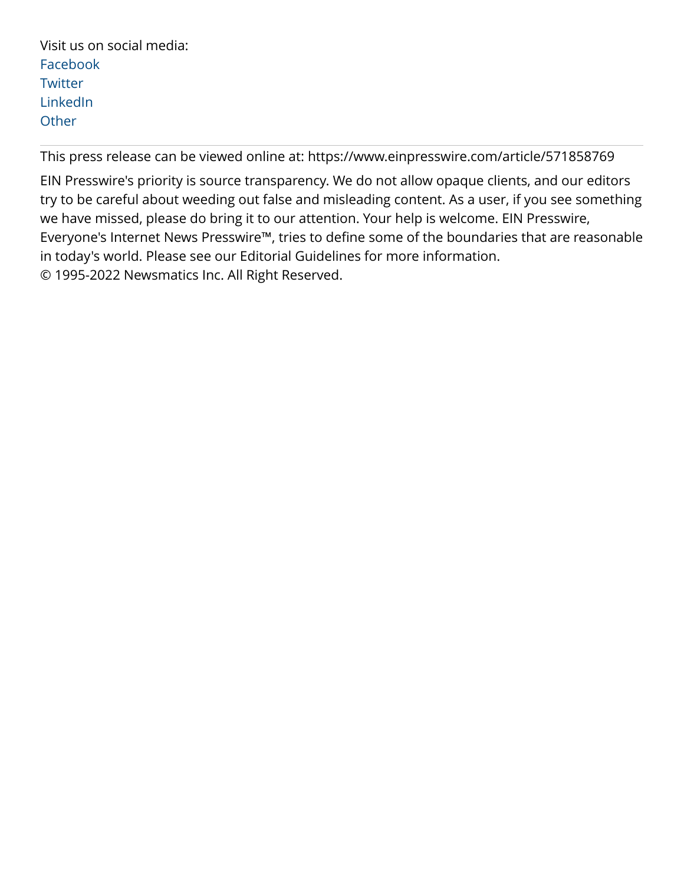Visit us on social media:
Facebook
Twitter
LinkedIn
Other

---

This press release can be viewed online at: https://www.einpresswire.com/article/571858769

EIN Presswire's priority is source transparency. We do not allow opaque clients, and our editors try to be careful about weeding out false and misleading content. As a user, if you see something we have missed, please do bring it to our attention. Your help is welcome. EIN Presswire, Everyone's Internet News Presswire™, tries to define some of the boundaries that are reasonable in today's world. Please see our Editorial Guidelines for more information.
© 1995-2022 Newsmatics Inc. All Right Reserved.